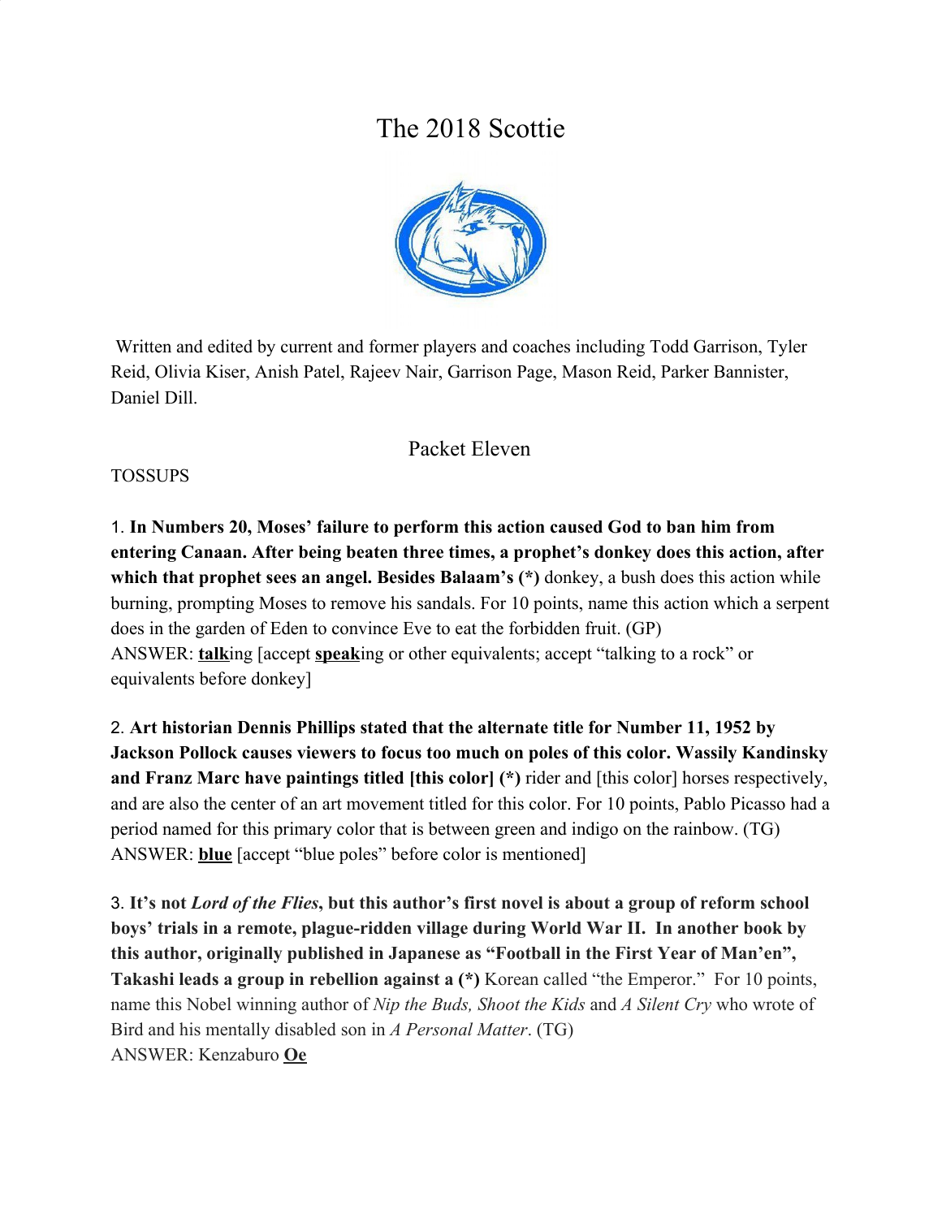# The 2018 Scottie

Written and edited by current and former players and coaches including Todd Garrison, Tyler Reid, Olivia Kiser, Anish Patel, Rajeev Nair, Garrison Page, Mason Reid, Parker Bannister, Daniel Dill.

## Packet Eleven

TOSSUPS

1. **In Numbers 20, Moses' failure to perform this action caused God to ban him from entering Canaan. After being beaten three times, a prophet's donkey does this action, after which that prophet sees an angel. Besides Balaam's (*)** donkey, a bush does this action while burning, prompting Moses to remove his sandals. For 10 points, name this action which a serpent does in the garden of Eden to convince Eve to eat the forbidden fruit. (GP)
ANSWER: **talk**ing [accept **speak**ing or other equivalents; accept "talking to a rock" or equivalents before donkey]

2. **Art historian Dennis Phillips stated that the alternate title for Number 11, 1952 by Jackson Pollock causes viewers to focus too much on poles of this color. Wassily Kandinsky and Franz Marc have paintings titled [this color] (*)** rider and [this color] horses respectively, and are also the center of an art movement titled for this color. For 10 points, Pablo Picasso had a period named for this primary color that is between green and indigo on the rainbow. (TG)
ANSWER: **blue** [accept "blue poles" before color is mentioned]

3. **It's not *Lord of the Flies*, but this author's first novel is about a group of reform school boys' trials in a remote, plague-ridden village during World War II. In another book by this author, originally published in Japanese as "Football in the First Year of Man'en", Takashi leads a group in rebellion against a (*)** Korean called "the Emperor." For 10 points, name this Nobel winning author of *Nip the Buds, Shoot the Kids* and *A Silent Cry* who wrote of Bird and his mentally disabled son in *A Personal Matter*. (TG)
ANSWER: Kenzaburo **Oe**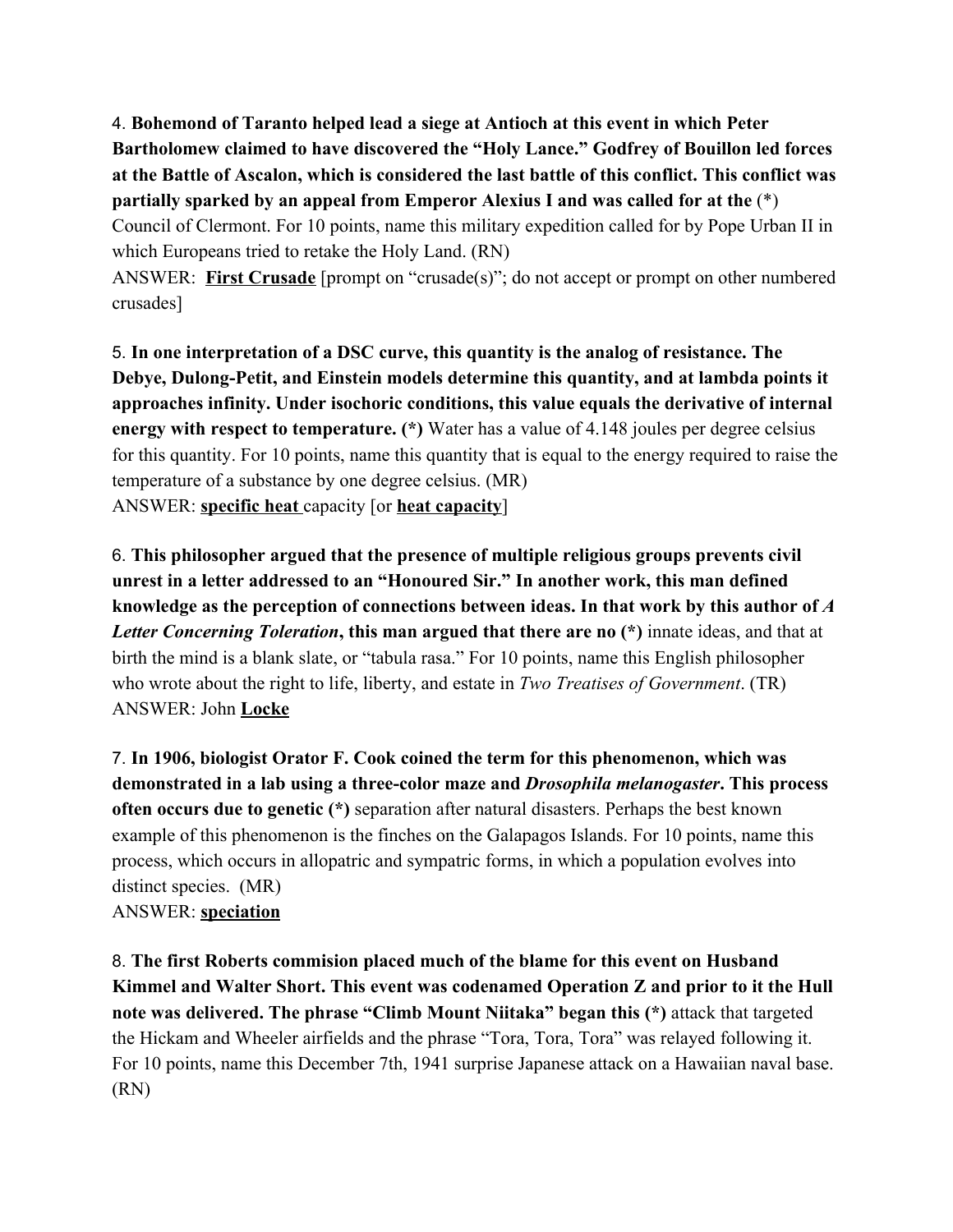4. **Bohemond of Taranto helped lead a siege at Antioch at this event in which Peter Bartholomew claimed to have discovered the "Holy Lance." Godfrey of Bouillon led forces at the Battle of Ascalon, which is considered the last battle of this conflict. This conflict was partially sparked by an appeal from Emperor Alexius I and was called for at the** (*) Council of Clermont. For 10 points, name this military expedition called for by Pope Urban II in which Europeans tried to retake the Holy Land. (RN)
ANSWER: **First Crusade** [prompt on "crusade(s)"; do not accept or prompt on other numbered crusades]

5. **In one interpretation of a DSC curve, this quantity is the analog of resistance. The Debye, Dulong-Petit, and Einstein models determine this quantity, and at lambda points it approaches infinity. Under isochoric conditions, this value equals the derivative of internal energy with respect to temperature. (*)** Water has a value of 4.148 joules per degree celsius for this quantity. For 10 points, name this quantity that is equal to the energy required to raise the temperature of a substance by one degree celsius. (MR)
ANSWER: **specific heat** capacity [or **heat capacity**]

6. **This philosopher argued that the presence of multiple religious groups prevents civil unrest in a letter addressed to an "Honoured Sir." In another work, this man defined knowledge as the perception of connections between ideas. In that work by this author of *A Letter Concerning Toleration*, this man argued that there are no (*)** innate ideas, and that at birth the mind is a blank slate, or "tabula rasa." For 10 points, name this English philosopher who wrote about the right to life, liberty, and estate in *Two Treatises of Government*. (TR)
ANSWER: John **Locke**

7. **In 1906, biologist Orator F. Cook coined the term for this phenomenon, which was demonstrated in a lab using a three-color maze and *Drosophila melanogaster*. This process often occurs due to genetic (*)** separation after natural disasters. Perhaps the best known example of this phenomenon is the finches on the Galapagos Islands. For 10 points, name this process, which occurs in allopatric and sympatric forms, in which a population evolves into distinct species. (MR)
ANSWER: **speciation**

8. **The first Roberts commision placed much of the blame for this event on Husband Kimmel and Walter Short. This event was codenamed Operation Z and prior to it the Hull note was delivered. The phrase "Climb Mount Niitaka" began this (*)** attack that targeted the Hickam and Wheeler airfields and the phrase "Tora, Tora, Tora" was relayed following it. For 10 points, name this December 7th, 1941 surprise Japanese attack on a Hawaiian naval base. (RN)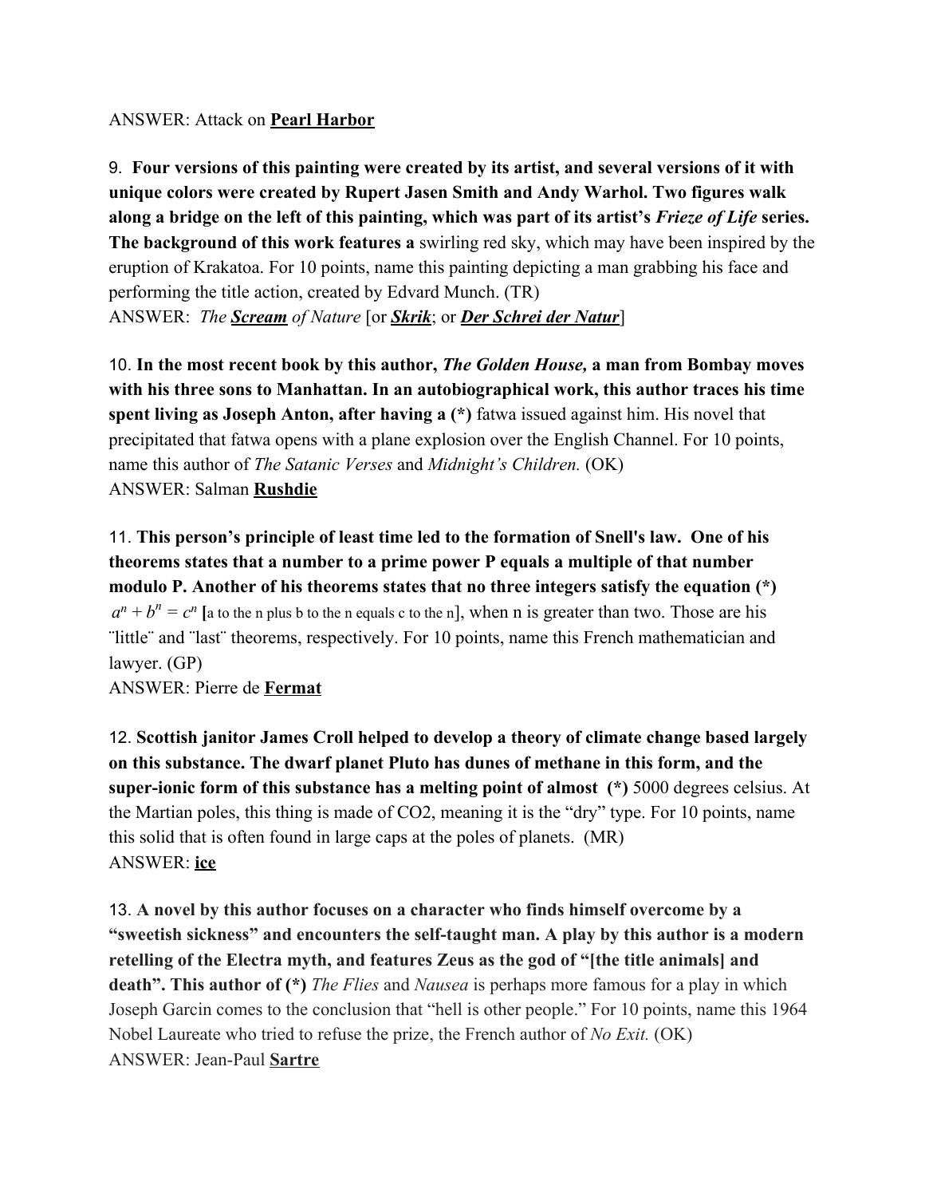ANSWER: Attack on **Pearl Harbor**

9. **Four versions of this painting were created by its artist, and several versions of it with unique colors were created by Rupert Jasen Smith and Andy Warhol. Two figures walk along a bridge on the left of this painting, which was part of its artist's *Frieze of Life* series. The background of this work features a** swirling red sky, which may have been inspired by the eruption of Krakatoa. For 10 points, name this painting depicting a man grabbing his face and performing the title action, created by Edvard Munch. (TR)
ANSWER: *The **Scream** of Nature* [or ***Skrik***; or ***Der Schrei der Natur***]

10. **In the most recent book by this author, *The Golden House,* a man from Bombay moves with his three sons to Manhattan. In an autobiographical work, this author traces his time spent living as Joseph Anton, after having a (\*)** fatwa issued against him. His novel that precipitated that fatwa opens with a plane explosion over the English Channel. For 10 points, name this author of *The Satanic Verses* and *Midnight's Children.* (OK)
ANSWER: Salman **Rushdie**

11. **This person's principle of least time led to the formation of Snell's law. One of his theorems states that a number to a prime power P equals a multiple of that number modulo P. Another of his theorems states that no three integers satisfy the equation (\*)** $a^n + b^n = c^n$ **[**a to the n plus b to the n equals c to the n], when n is greater than two. Those are his ¨little¨ and ¨last¨ theorems, respectively. For 10 points, name this French mathematician and lawyer. (GP)
ANSWER: Pierre de **Fermat**

12. **Scottish janitor James Croll helped to develop a theory of climate change based largely on this substance. The dwarf planet Pluto has dunes of methane in this form, and the super-ionic form of this substance has a melting point of almost (\*)** 5000 degrees celsius. At the Martian poles, this thing is made of $CO_2$, meaning it is the "dry" type. For 10 points, name this solid that is often found in large caps at the poles of planets. (MR)
ANSWER: **ice**

13. **A novel by this author focuses on a character who finds himself overcome by a "sweetish sickness" and encounters the self-taught man. A play by this author is a modern retelling of the Electra myth, and features Zeus as the god of "[the title animals] and death". This author of (\*)** *The Flies* and *Nausea* is perhaps more famous for a play in which Joseph Garcin comes to the conclusion that "hell is other people." For 10 points, name this 1964 Nobel Laureate who tried to refuse the prize, the French author of *No Exit.* (OK)
ANSWER: Jean-Paul **Sartre**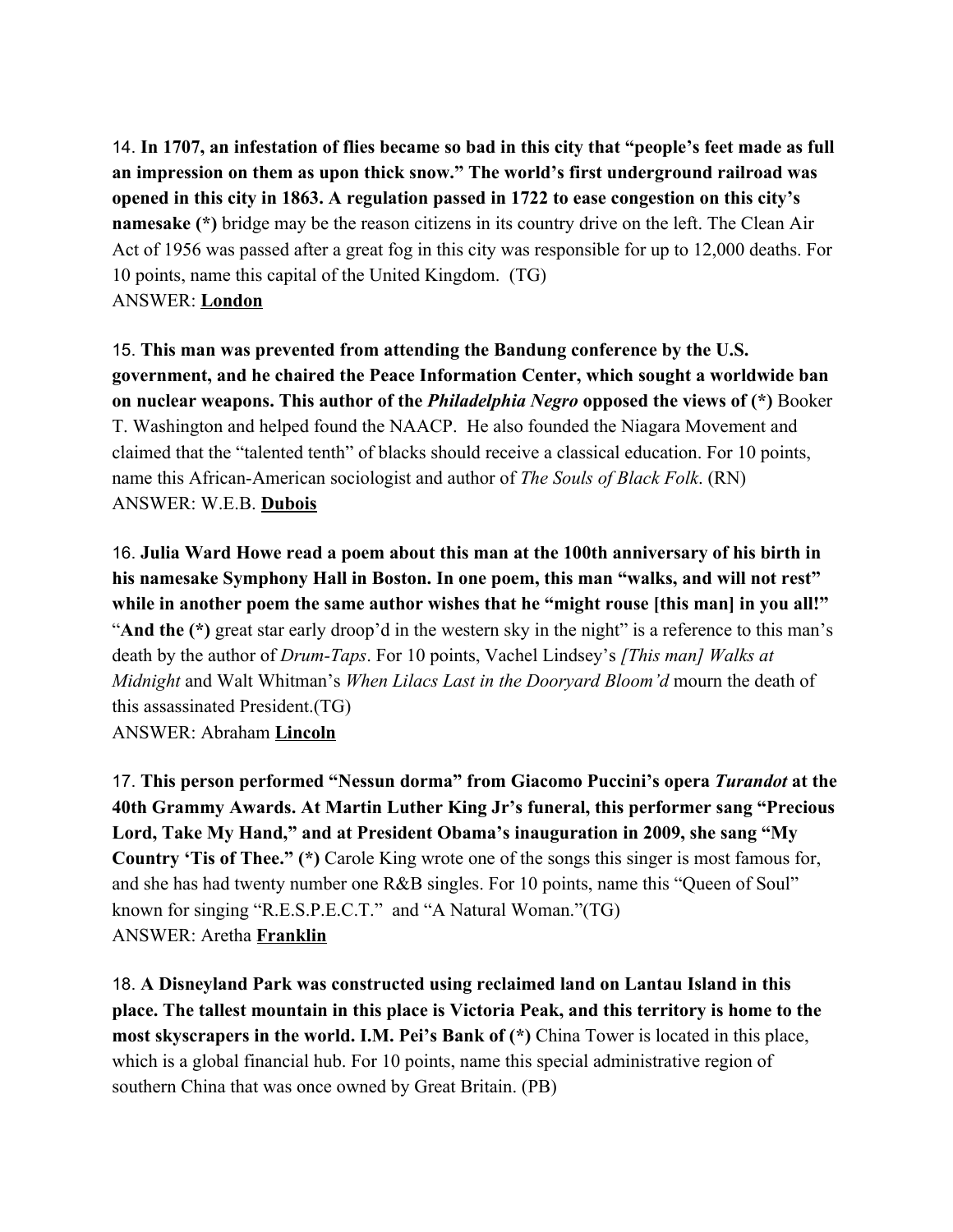14. **In 1707, an infestation of flies became so bad in this city that "people's feet made as full an impression on them as upon thick snow." The world's first underground railroad was opened in this city in 1863. A regulation passed in 1722 to ease congestion on this city's namesake (*)** bridge may be the reason citizens in its country drive on the left. The Clean Air Act of 1956 was passed after a great fog in this city was responsible for up to 12,000 deaths. For 10 points, name this capital of the United Kingdom. (TG)
ANSWER: **London**

15. **This man was prevented from attending the Bandung conference by the U.S. government, and he chaired the Peace Information Center, which sought a worldwide ban on nuclear weapons. This author of the *Philadelphia Negro* opposed the views of (*)** Booker T. Washington and helped found the NAACP. He also founded the Niagara Movement and claimed that the "talented tenth" of blacks should receive a classical education. For 10 points, name this African-American sociologist and author of *The Souls of Black Folk*. (RN)
ANSWER: W.E.B. **Dubois**

16. **Julia Ward Howe read a poem about this man at the 100th anniversary of his birth in his namesake Symphony Hall in Boston. In one poem, this man "walks, and will not rest" while in another poem the same author wishes that he "might rouse [this man] in you all!" "And the (*)** great star early droop'd in the western sky in the night" is a reference to this man's death by the author of *Drum-Taps*. For 10 points, Vachel Lindsey's *[This man] Walks at Midnight* and Walt Whitman's *When Lilacs Last in the Dooryard Bloom'd* mourn the death of this assassinated President.(TG)
ANSWER: Abraham **Lincoln**

17. **This person performed "Nessun dorma" from Giacomo Puccini's opera *Turandot* at the 40th Grammy Awards. At Martin Luther King Jr's funeral, this performer sang "Precious Lord, Take My Hand," and at President Obama's inauguration in 2009, she sang "My Country 'Tis of Thee." (*)** Carole King wrote one of the songs this singer is most famous for, and she has had twenty number one R&B singles. For 10 points, name this "Queen of Soul" known for singing "R.E.S.P.E.C.T." and "A Natural Woman."(TG)
ANSWER: Aretha **Franklin**

18. **A Disneyland Park was constructed using reclaimed land on Lantau Island in this place. The tallest mountain in this place is Victoria Peak, and this territory is home to the most skyscrapers in the world. I.M. Pei's Bank of (*)** China Tower is located in this place, which is a global financial hub. For 10 points, name this special administrative region of southern China that was once owned by Great Britain. (PB)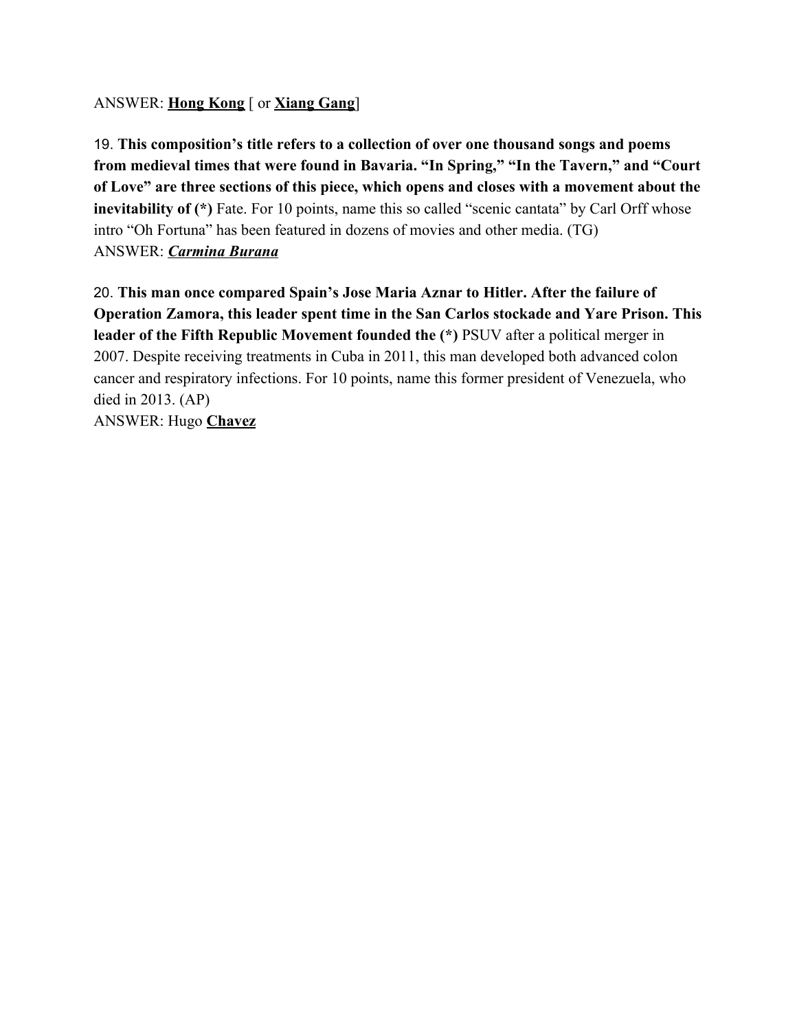ANSWER: **Hong Kong** [ or **Xiang Gang**]

19. **This composition's title refers to a collection of over one thousand songs and poems from medieval times that were found in Bavaria. "In Spring," "In the Tavern," and "Court of Love" are three sections of this piece, which opens and closes with a movement about the inevitability of (*)** Fate. For 10 points, name this so called "scenic cantata" by Carl Orff whose intro "Oh Fortuna" has been featured in dozens of movies and other media. (TG)
ANSWER: ***Carmina Burana***

20. **This man once compared Spain's Jose Maria Aznar to Hitler. After the failure of Operation Zamora, this leader spent time in the San Carlos stockade and Yare Prison. This leader of the Fifth Republic Movement founded the (*)** PSUV after a political merger in 2007. Despite receiving treatments in Cuba in 2011, this man developed both advanced colon cancer and respiratory infections. For 10 points, name this former president of Venezuela, who died in 2013. (AP)
ANSWER: Hugo **Chavez**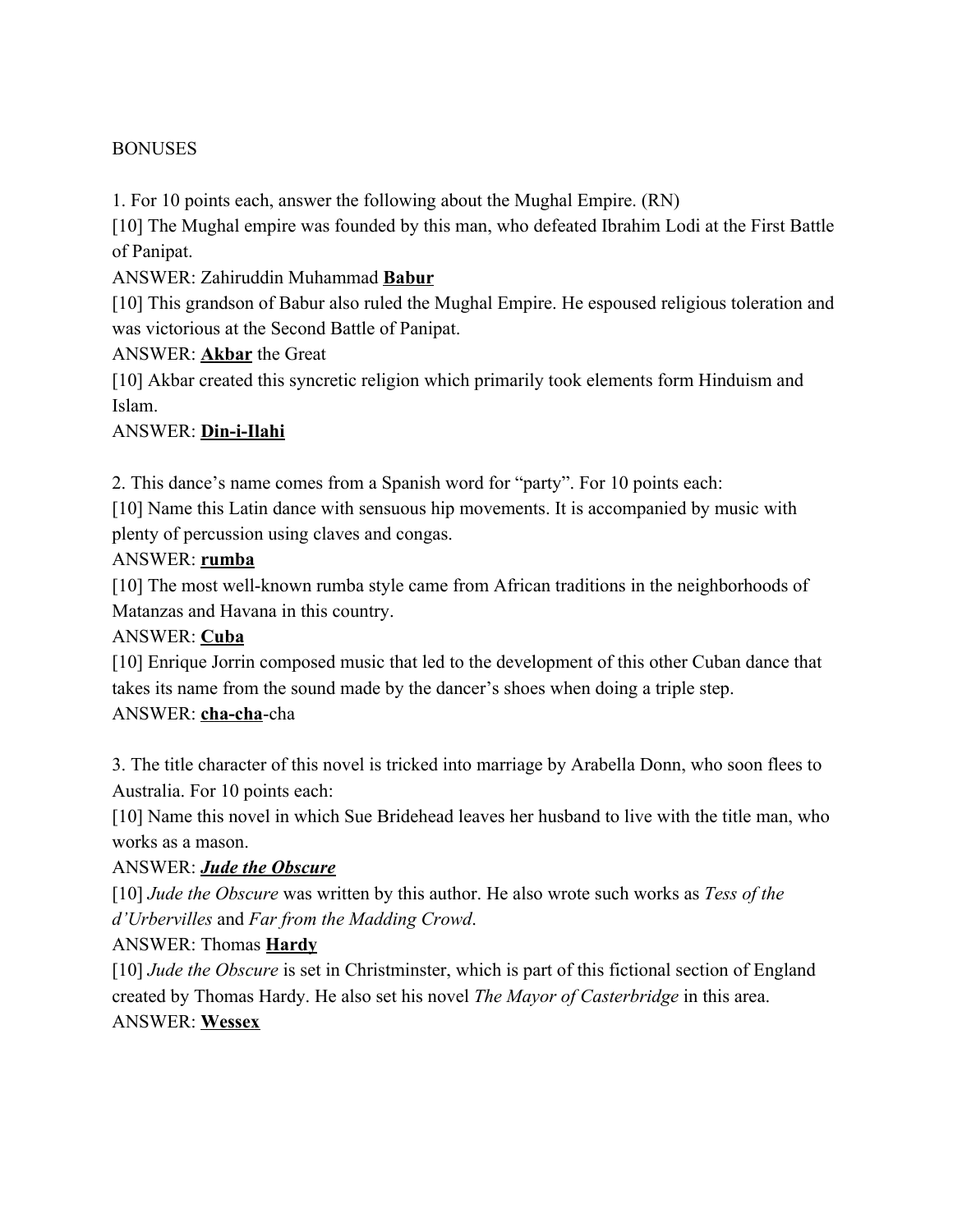BONUSES

1. For 10 points each, answer the following about the Mughal Empire. (RN)

[10] The Mughal empire was founded by this man, who defeated Ibrahim Lodi at the First Battle of Panipat.

ANSWER: Zahiruddin Muhammad **<u>Babur</u>**

[10] This grandson of Babur also ruled the Mughal Empire. He espoused religious toleration and was victorious at the Second Battle of Panipat.

ANSWER: **<u>Akbar</u>** the Great

[10] Akbar created this syncretic religion which primarily took elements form Hinduism and Islam.

ANSWER: **<u>Din-i-Ilahi</u>**

2. This dance's name comes from a Spanish word for "party". For 10 points each:

[10] Name this Latin dance with sensuous hip movements. It is accompanied by music with plenty of percussion using claves and congas.

ANSWER: **<u>rumba</u>**

[10] The most well-known rumba style came from African traditions in the neighborhoods of Matanzas and Havana in this country.

ANSWER: **<u>Cuba</u>**

[10] Enrique Jorrin composed music that led to the development of this other Cuban dance that takes its name from the sound made by the dancer's shoes when doing a triple step.

ANSWER: **<u>cha-cha</u>**-cha

3. The title character of this novel is tricked into marriage by Arabella Donn, who soon flees to Australia. For 10 points each:

[10] Name this novel in which Sue Bridehead leaves her husband to live with the title man, who works as a mason.

ANSWER: ***<u>Jude the Obscure</u>***

[10] *Jude the Obscure* was written by this author. He also wrote such works as *Tess of the d'Urbervilles* and *Far from the Madding Crowd*.

ANSWER: Thomas **<u>Hardy</u>**

[10] *Jude the Obscure* is set in Christminster, which is part of this fictional section of England created by Thomas Hardy. He also set his novel *The Mayor of Casterbridge* in this area.

ANSWER: **<u>Wessex</u>**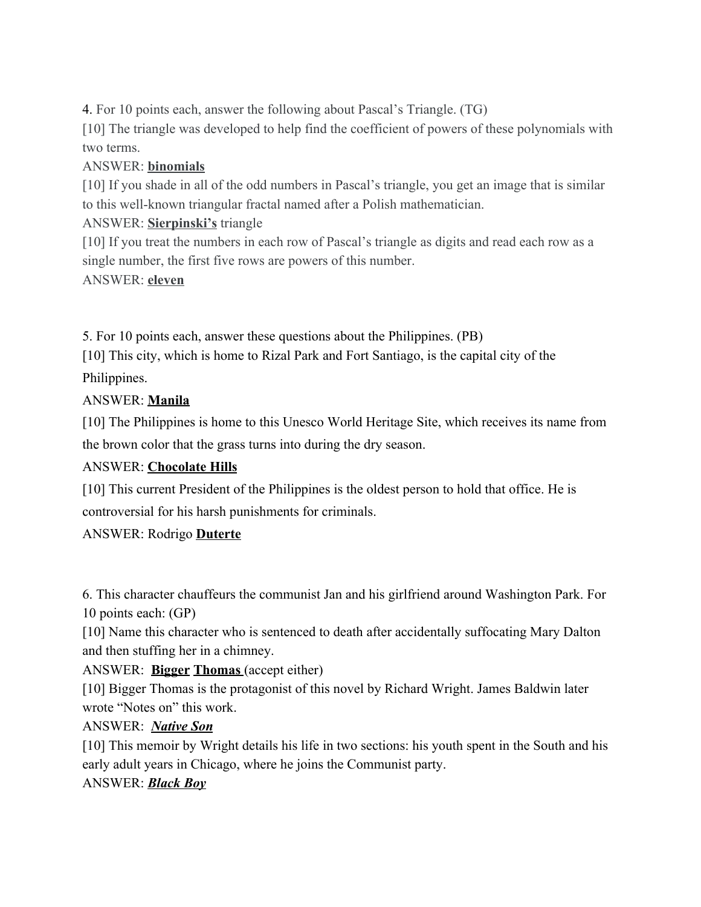4. For 10 points each, answer the following about Pascal's Triangle. (TG)

[10] The triangle was developed to help find the coefficient of powers of these polynomials with two terms.

ANSWER: **binomials**

[10] If you shade in all of the odd numbers in Pascal's triangle, you get an image that is similar to this well-known triangular fractal named after a Polish mathematician.

ANSWER: **Sierpinski's** triangle

[10] If you treat the numbers in each row of Pascal's triangle as digits and read each row as a single number, the first five rows are powers of this number.

ANSWER: **eleven**

5. For 10 points each, answer these questions about the Philippines. (PB)

[10] This city, which is home to Rizal Park and Fort Santiago, is the capital city of the Philippines.

ANSWER: **Manila**

[10] The Philippines is home to this Unesco World Heritage Site, which receives its name from the brown color that the grass turns into during the dry season.

ANSWER: **Chocolate Hills**

[10] This current President of the Philippines is the oldest person to hold that office. He is controversial for his harsh punishments for criminals.

ANSWER: Rodrigo **Duterte**

6. This character chauffeurs the communist Jan and his girlfriend around Washington Park. For 10 points each: (GP)

[10] Name this character who is sentenced to death after accidentally suffocating Mary Dalton and then stuffing her in a chimney.

ANSWER: **Bigger** **Thomas** (accept either)

[10] Bigger Thomas is the protagonist of this novel by Richard Wright. James Baldwin later wrote "Notes on" this work.

ANSWER: ***Native Son***

[10] This memoir by Wright details his life in two sections: his youth spent in the South and his early adult years in Chicago, where he joins the Communist party.

ANSWER: ***Black Boy***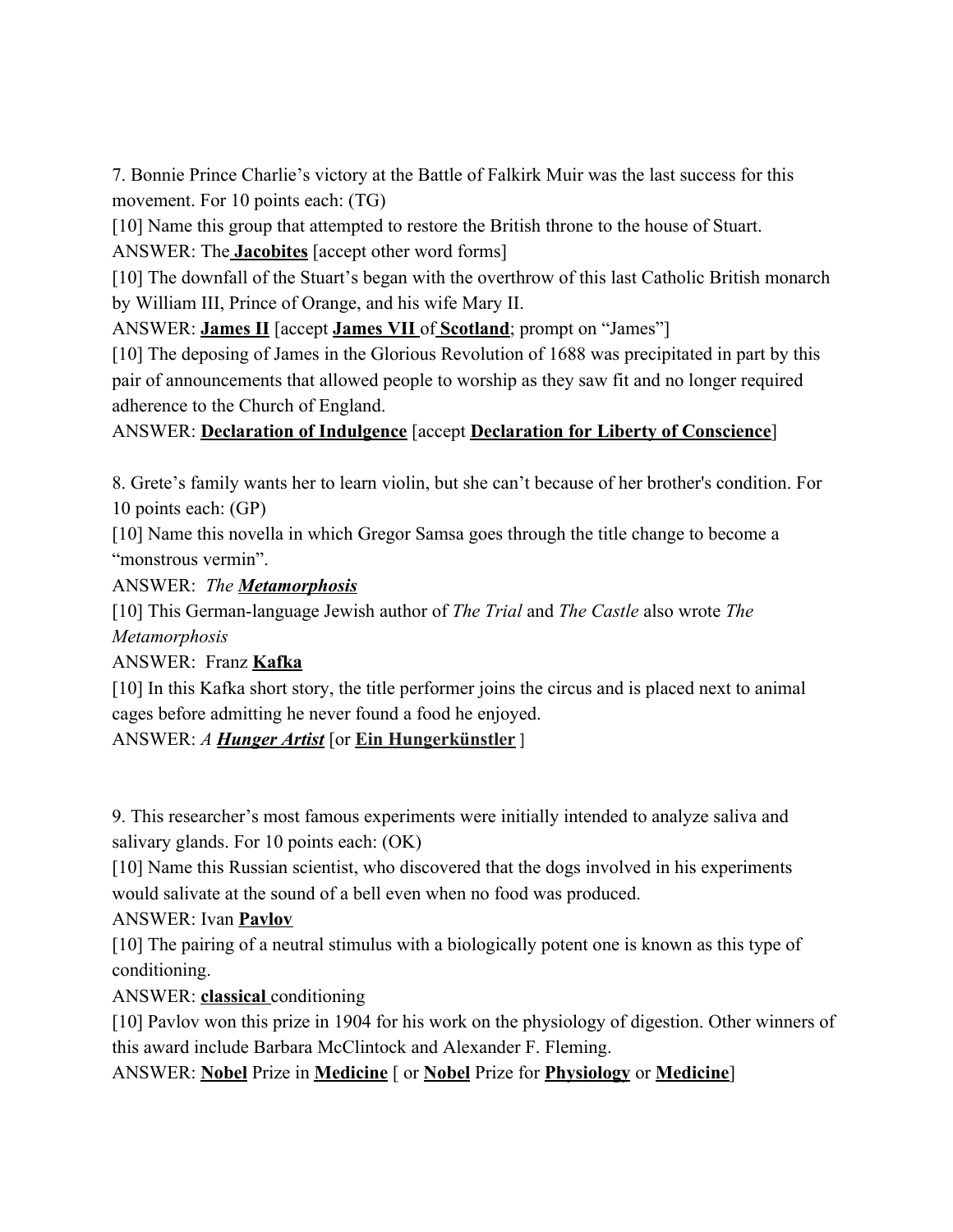7. Bonnie Prince Charlie's victory at the Battle of Falkirk Muir was the last success for this movement. For 10 points each: (TG)

[10] Name this group that attempted to restore the British throne to the house of Stuart.

ANSWER: The **Jacobites** [accept other word forms]

[10] The downfall of the Stuart's began with the overthrow of this last Catholic British monarch by William III, Prince of Orange, and his wife Mary II.

ANSWER: **James II** [accept **James VII** of **Scotland**; prompt on "James"]

[10] The deposing of James in the Glorious Revolution of 1688 was precipitated in part by this pair of announcements that allowed people to worship as they saw fit and no longer required adherence to the Church of England.

ANSWER: **Declaration of Indulgence** [accept **Declaration for Liberty of Conscience**]

8. Grete's family wants her to learn violin, but she can't because of her brother's condition. For 10 points each: (GP)

[10] Name this novella in which Gregor Samsa goes through the title change to become a "monstrous vermin".

ANSWER: *The **Metamorphosis***

[10] This German-language Jewish author of *The Trial* and *The Castle* also wrote *The Metamorphosis*

ANSWER: Franz **Kafka**

[10] In this Kafka short story, the title performer joins the circus and is placed next to animal cages before admitting he never found a food he enjoyed.

ANSWER: *A **Hunger Artist*** [or **Ein Hungerkünstler** ]

9. This researcher's most famous experiments were initially intended to analyze saliva and salivary glands. For 10 points each: (OK)

[10] Name this Russian scientist, who discovered that the dogs involved in his experiments would salivate at the sound of a bell even when no food was produced.

ANSWER: Ivan **Pavlov**

[10] The pairing of a neutral stimulus with a biologically potent one is known as this type of conditioning.

ANSWER: **classical** conditioning

[10] Pavlov won this prize in 1904 for his work on the physiology of digestion. Other winners of this award include Barbara McClintock and Alexander F. Fleming.

ANSWER: **Nobel** Prize in **Medicine** [ or **Nobel** Prize for **Physiology** or **Medicine**]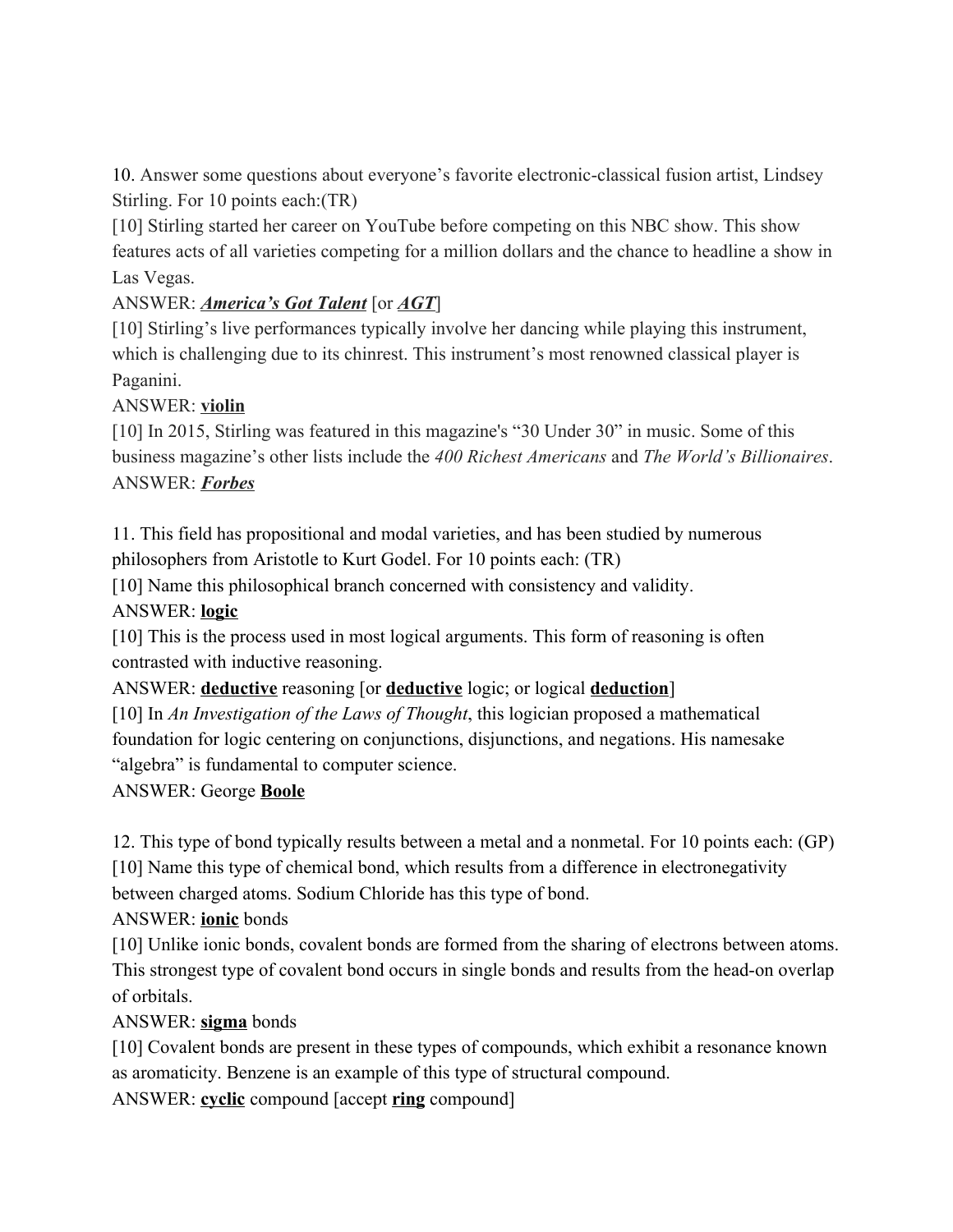10. Answer some questions about everyone's favorite electronic-classical fusion artist, Lindsey Stirling. For 10 points each:(TR)

[10] Stirling started her career on YouTube before competing on this NBC show. This show features acts of all varieties competing for a million dollars and the chance to headline a show in Las Vegas.

ANSWER: ***America's Got Talent*** [or ***AGT***]

[10] Stirling's live performances typically involve her dancing while playing this instrument, which is challenging due to its chinrest. This instrument's most renowned classical player is Paganini.

ANSWER: **violin**

[10] In 2015, Stirling was featured in this magazine's "30 Under 30" in music. Some of this business magazine's other lists include the *400 Richest Americans* and *The World's Billionaires*.

ANSWER: ***Forbes***

11. This field has propositional and modal varieties, and has been studied by numerous philosophers from Aristotle to Kurt Godel. For 10 points each: (TR)

[10] Name this philosophical branch concerned with consistency and validity.

ANSWER: **logic**

[10] This is the process used in most logical arguments. This form of reasoning is often contrasted with inductive reasoning.

ANSWER: **deductive** reasoning [or **deductive** logic; or logical **deduction**]

[10] In *An Investigation of the Laws of Thought*, this logician proposed a mathematical foundation for logic centering on conjunctions, disjunctions, and negations. His namesake "algebra" is fundamental to computer science.

ANSWER: George **Boole**

12. This type of bond typically results between a metal and a nonmetal. For 10 points each: (GP)

[10] Name this type of chemical bond, which results from a difference in electronegativity between charged atoms. Sodium Chloride has this type of bond.

ANSWER: **ionic** bonds

[10] Unlike ionic bonds, covalent bonds are formed from the sharing of electrons between atoms. This strongest type of covalent bond occurs in single bonds and results from the head-on overlap of orbitals.

ANSWER: **sigma** bonds

[10] Covalent bonds are present in these types of compounds, which exhibit a resonance known as aromaticity. Benzene is an example of this type of structural compound.

ANSWER: **cyclic** compound [accept **ring** compound]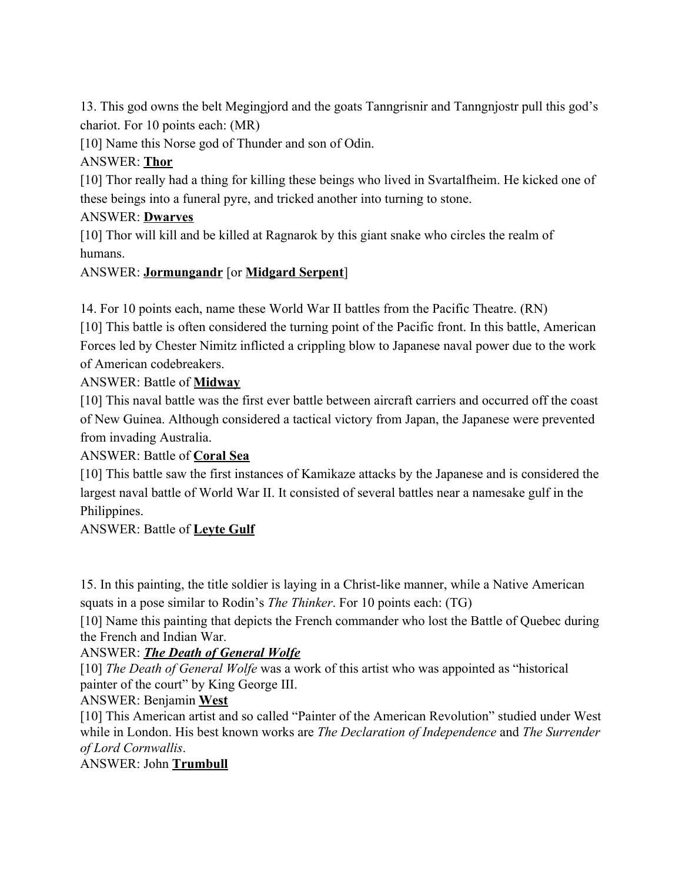13. This god owns the belt Megingjord and the goats Tanngrisnir and Tanngnjostr pull this god's chariot. For 10 points each: (MR)

[10] Name this Norse god of Thunder and son of Odin.

ANSWER: **<u>Thor</u>**

[10] Thor really had a thing for killing these beings who lived in Svartalfheim. He kicked one of these beings into a funeral pyre, and tricked another into turning to stone.

ANSWER: **<u>Dwarves</u>**

[10] Thor will kill and be killed at Ragnarok by this giant snake who circles the realm of humans.

ANSWER: **<u>Jormungandr</u>** [or **<u>Midgard Serpent</u>**]

14. For 10 points each, name these World War II battles from the Pacific Theatre. (RN)

[10] This battle is often considered the turning point of the Pacific front. In this battle, American Forces led by Chester Nimitz inflicted a crippling blow to Japanese naval power due to the work of American codebreakers.

ANSWER: Battle of **<u>Midway</u>**

[10] This naval battle was the first ever battle between aircraft carriers and occurred off the coast of New Guinea. Although considered a tactical victory from Japan, the Japanese were prevented from invading Australia.

ANSWER: Battle of **<u>Coral Sea</u>**

[10] This battle saw the first instances of Kamikaze attacks by the Japanese and is considered the largest naval battle of World War II. It consisted of several battles near a namesake gulf in the Philippines.

ANSWER: Battle of **<u>Leyte Gulf</u>**

15. In this painting, the title soldier is laying in a Christ-like manner, while a Native American squats in a pose similar to Rodin's *The Thinker*. For 10 points each: (TG)

[10] Name this painting that depicts the French commander who lost the Battle of Quebec during the French and Indian War.

ANSWER: ***<u>The Death of General Wolfe</u>***

[10] *The Death of General Wolfe* was a work of this artist who was appointed as "historical painter of the court" by King George III.

ANSWER: Benjamin **<u>West</u>**

[10] This American artist and so called "Painter of the American Revolution" studied under West while in London. His best known works are *The Declaration of Independence* and *The Surrender of Lord Cornwallis*.

ANSWER: John **<u>Trumbull</u>**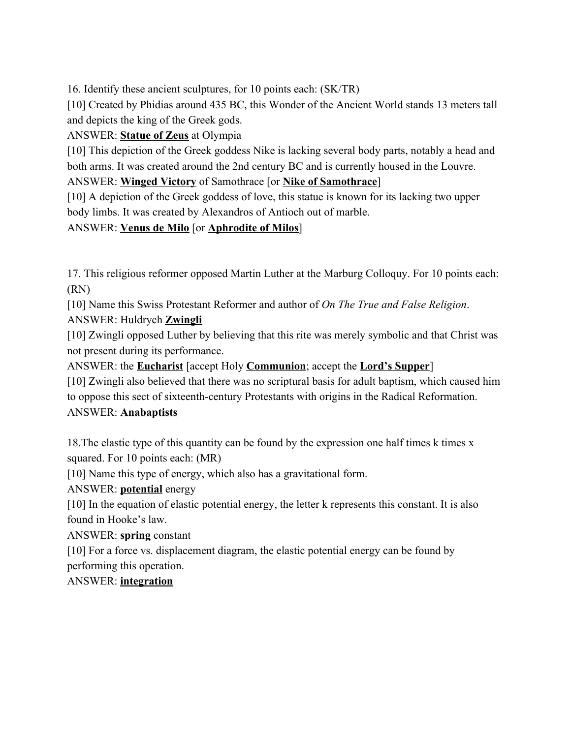16. Identify these ancient sculptures, for 10 points each: (SK/TR)

[10] Created by Phidias around 435 BC, this Wonder of the Ancient World stands 13 meters tall and depicts the king of the Greek gods.

ANSWER: **<u>Statue of Zeus</u>** at Olympia

[10] This depiction of the Greek goddess Nike is lacking several body parts, notably a head and both arms. It was created around the 2nd century BC and is currently housed in the Louvre.

ANSWER: **<u>Winged Victory</u>** of Samothrace [or **<u>Nike of Samothrace</u>**]

[10] A depiction of the Greek goddess of love, this statue is known for its lacking two upper body limbs. It was created by Alexandros of Antioch out of marble.

ANSWER: **<u>Venus de Milo</u>** [or **<u>Aphrodite of Milos</u>**]

17. This religious reformer opposed Martin Luther at the Marburg Colloquy. For 10 points each: (RN)

[10] Name this Swiss Protestant Reformer and author of *On The True and False Religion*.

ANSWER: Huldrych **<u>Zwingli</u>**

[10] Zwingli opposed Luther by believing that this rite was merely symbolic and that Christ was not present during its performance.

ANSWER: the **<u>Eucharist</u>** [accept Holy **<u>Communion</u>**; accept the **<u>Lord's Supper</u>**]

[10] Zwingli also believed that there was no scriptural basis for adult baptism, which caused him to oppose this sect of sixteenth-century Protestants with origins in the Radical Reformation.

ANSWER: **<u>Anabaptists</u>**

18.The elastic type of this quantity can be found by the expression one half times k times x squared. For 10 points each: (MR)

[10] Name this type of energy, which also has a gravitational form.

ANSWER: **<u>potential</u>** energy

[10] In the equation of elastic potential energy, the letter k represents this constant. It is also found in Hooke's law.

ANSWER: **<u>spring</u>** constant

[10] For a force vs. displacement diagram, the elastic potential energy can be found by performing this operation.

ANSWER: **<u>integration</u>**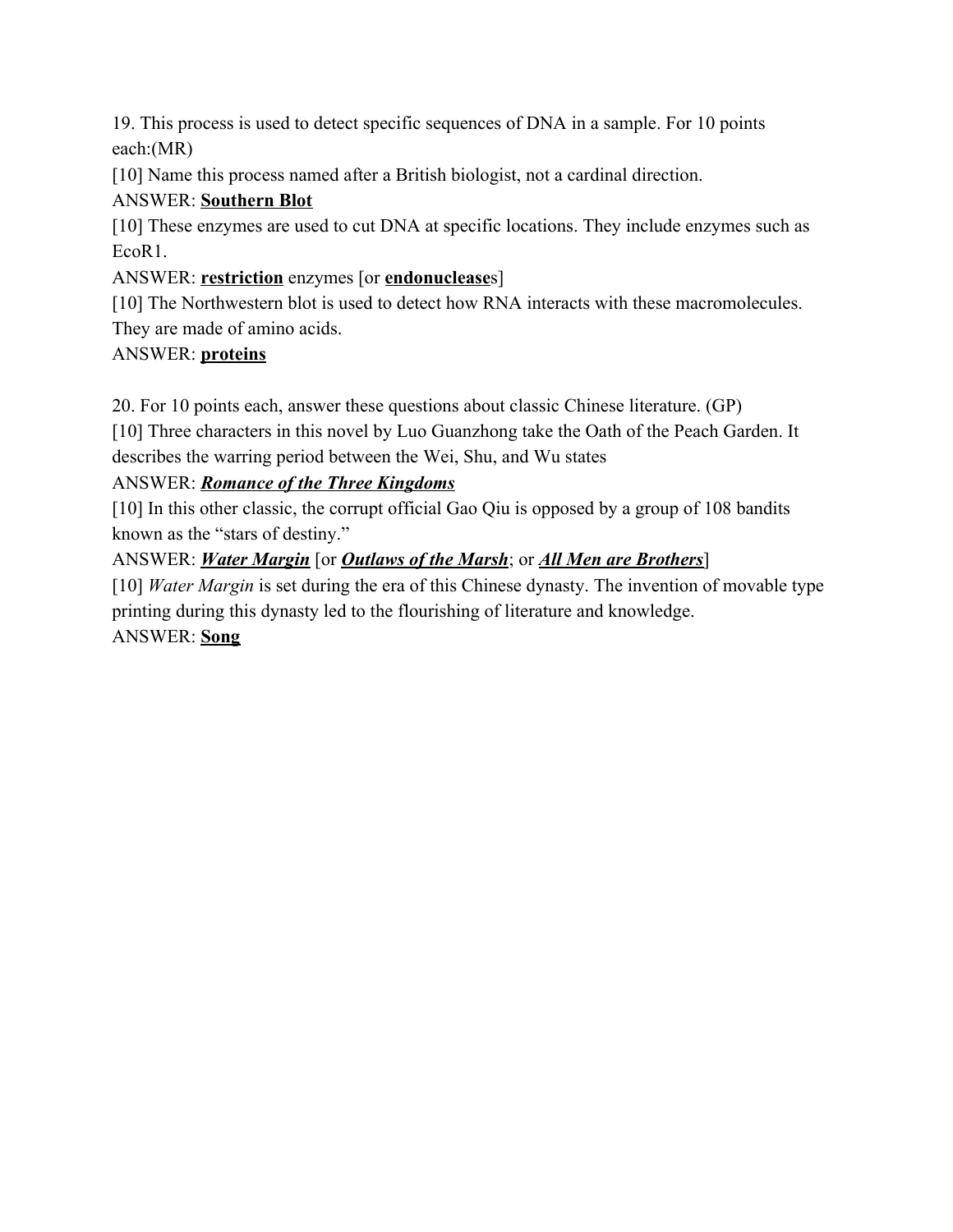19. This process is used to detect specific sequences of DNA in a sample. For 10 points each:(MR)

[10] Name this process named after a British biologist, not a cardinal direction.

ANSWER: **<u>Southern Blot</u>**

[10] These enzymes are used to cut DNA at specific locations. They include enzymes such as EcoR1.

ANSWER: **<u>restriction</u>** enzymes [or **<u>endonuclease</u>**s]

[10] The Northwestern blot is used to detect how RNA interacts with these macromolecules. They are made of amino acids.

ANSWER: **<u>proteins</u>**

20. For 10 points each, answer these questions about classic Chinese literature. (GP)

[10] Three characters in this novel by Luo Guanzhong take the Oath of the Peach Garden. It describes the warring period between the Wei, Shu, and Wu states

ANSWER: ***<u>Romance of the Three Kingdoms</u>***

[10] In this other classic, the corrupt official Gao Qiu is opposed by a group of 108 bandits known as the "stars of destiny."

ANSWER: ***<u>Water Margin</u>*** [or ***<u>Outlaws of the Marsh</u>***; or ***<u>All Men are Brothers</u>***]

[10] *Water Margin* is set during the era of this Chinese dynasty. The invention of movable type printing during this dynasty led to the flourishing of literature and knowledge.

ANSWER: **<u>Song</u>**